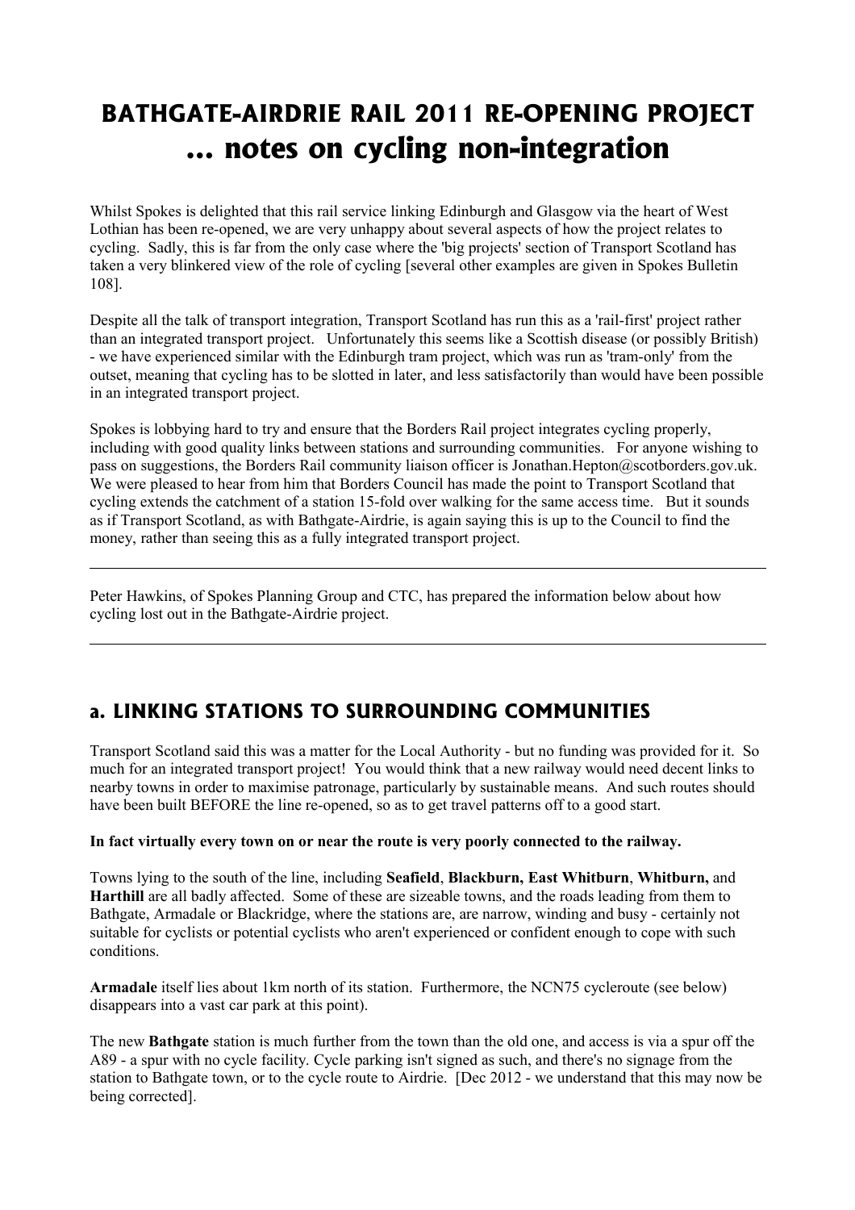# BATHGATE-AIRDRIE RAIL 2011 RE-OPENING PROJECT
# ... notes on cycling non-integration

Whilst Spokes is delighted that this rail service linking Edinburgh and Glasgow via the heart of West Lothian has been re-opened, we are very unhappy about several aspects of how the project relates to cycling. Sadly, this is far from the only case where the 'big projects' section of Transport Scotland has taken a very blinkered view of the role of cycling [several other examples are given in Spokes Bulletin 108].

Despite all the talk of transport integration, Transport Scotland has run this as a 'rail-first' project rather than an integrated transport project. Unfortunately this seems like a Scottish disease (or possibly British) - we have experienced similar with the Edinburgh tram project, which was run as 'tram-only' from the outset, meaning that cycling has to be slotted in later, and less satisfactorily than would have been possible in an integrated transport project.

Spokes is lobbying hard to try and ensure that the Borders Rail project integrates cycling properly, including with good quality links between stations and surrounding communities. For anyone wishing to pass on suggestions, the Borders Rail community liaison officer is Jonathan.Hepton@scotborders.gov.uk. We were pleased to hear from him that Borders Council has made the point to Transport Scotland that cycling extends the catchment of a station 15-fold over walking for the same access time. But it sounds as if Transport Scotland, as with Bathgate-Airdrie, is again saying this is up to the Council to find the money, rather than seeing this as a fully integrated transport project.

---

Peter Hawkins, of Spokes Planning Group and CTC, has prepared the information below about how cycling lost out in the Bathgate-Airdrie project.

---

## a. LINKING STATIONS TO SURROUNDING COMMUNITIES

Transport Scotland said this was a matter for the Local Authority - but no funding was provided for it. So much for an integrated transport project! You would think that a new railway would need decent links to nearby towns in order to maximise patronage, particularly by sustainable means. And such routes should have been built BEFORE the line re-opened, so as to get travel patterns off to a good start.

**In fact virtually every town on or near the route is very poorly connected to the railway.**

Towns lying to the south of the line, including **Seafield**, **Blackburn, East Whitburn**, **Whitburn,** and **Harthill** are all badly affected. Some of these are sizeable towns, and the roads leading from them to Bathgate, Armadale or Blackridge, where the stations are, are narrow, winding and busy - certainly not suitable for cyclists or potential cyclists who aren't experienced or confident enough to cope with such conditions.

**Armadale** itself lies about 1km north of its station. Furthermore, the NCN75 cycleroute (see below) disappears into a vast car park at this point).

The new **Bathgate** station is much further from the town than the old one, and access is via a spur off the A89 - a spur with no cycle facility. Cycle parking isn't signed as such, and there's no signage from the station to Bathgate town, or to the cycle route to Airdrie. [Dec 2012 - we understand that this may now be being corrected].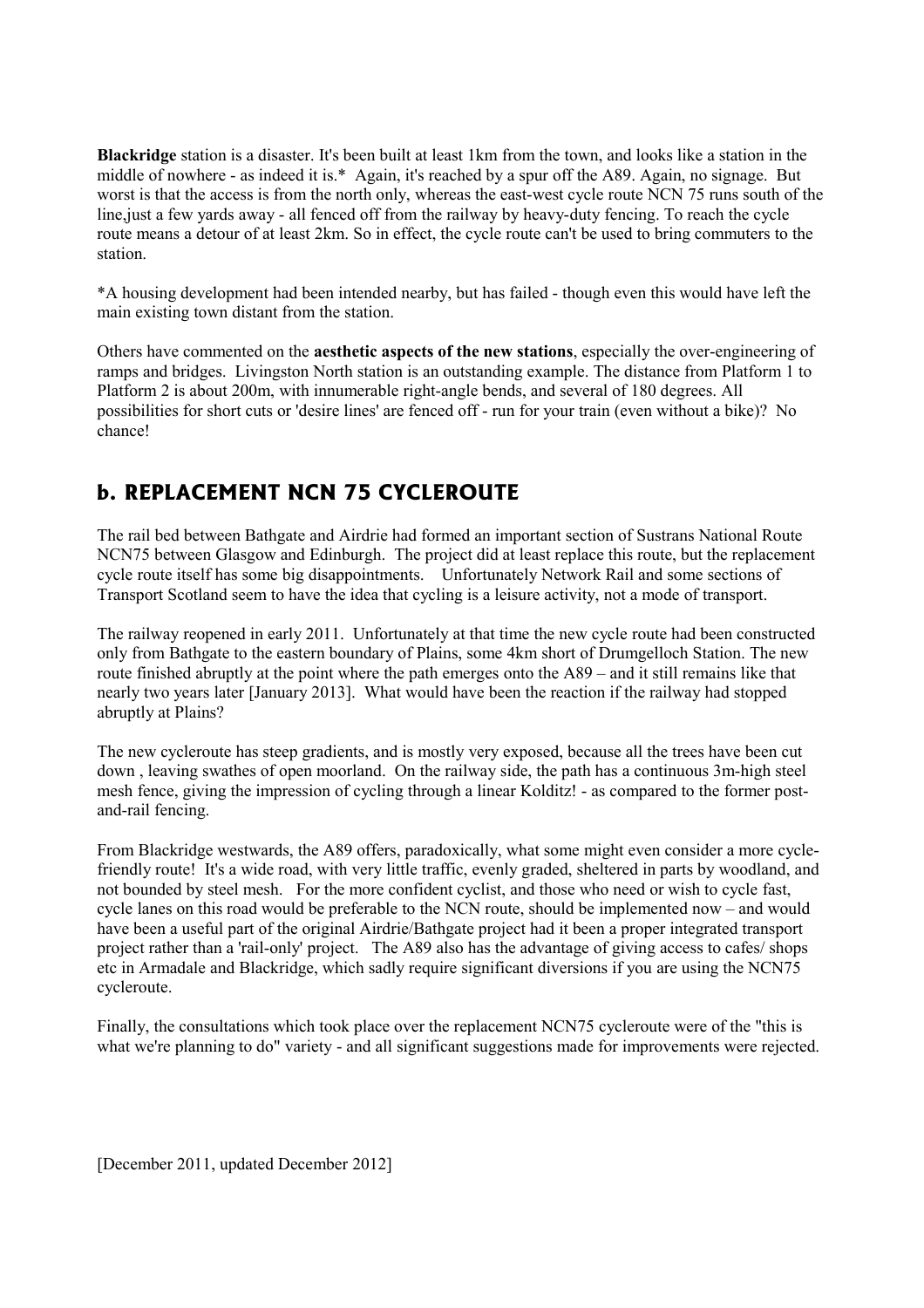**Blackridge** station is a disaster. It's been built at least 1km from the town, and looks like a station in the middle of nowhere - as indeed it is.* Again, it's reached by a spur off the A89. Again, no signage. But worst is that the access is from the north only, whereas the east-west cycle route NCN 75 runs south of the line,just a few yards away - all fenced off from the railway by heavy-duty fencing. To reach the cycle route means a detour of at least 2km. So in effect, the cycle route can't be used to bring commuters to the station.

*A housing development had been intended nearby, but has failed - though even this would have left the main existing town distant from the station.

Others have commented on the **aesthetic aspects of the new stations**, especially the over-engineering of ramps and bridges. Livingston North station is an outstanding example. The distance from Platform 1 to Platform 2 is about 200m, with innumerable right-angle bends, and several of 180 degrees. All possibilities for short cuts or 'desire lines' are fenced off - run for your train (even without a bike)? No chance!

## b. REPLACEMENT NCN 75 CYCLEROUTE

The rail bed between Bathgate and Airdrie had formed an important section of Sustrans National Route NCN75 between Glasgow and Edinburgh. The project did at least replace this route, but the replacement cycle route itself has some big disappointments. Unfortunately Network Rail and some sections of Transport Scotland seem to have the idea that cycling is a leisure activity, not a mode of transport.

The railway reopened in early 2011. Unfortunately at that time the new cycle route had been constructed only from Bathgate to the eastern boundary of Plains, some 4km short of Drumgelloch Station. The new route finished abruptly at the point where the path emerges onto the A89 – and it still remains like that nearly two years later [January 2013]. What would have been the reaction if the railway had stopped abruptly at Plains?

The new cycleroute has steep gradients, and is mostly very exposed, because all the trees have been cut down , leaving swathes of open moorland. On the railway side, the path has a continuous 3m-high steel mesh fence, giving the impression of cycling through a linear Kolditz! - as compared to the former post-and-rail fencing.

From Blackridge westwards, the A89 offers, paradoxically, what some might even consider a more cycle-friendly route! It's a wide road, with very little traffic, evenly graded, sheltered in parts by woodland, and not bounded by steel mesh. For the more confident cyclist, and those who need or wish to cycle fast, cycle lanes on this road would be preferable to the NCN route, should be implemented now – and would have been a useful part of the original Airdrie/Bathgate project had it been a proper integrated transport project rather than a 'rail-only' project. The A89 also has the advantage of giving access to cafes/ shops etc in Armadale and Blackridge, which sadly require significant diversions if you are using the NCN75 cycleroute.

Finally, the consultations which took place over the replacement NCN75 cycleroute were of the "this is what we're planning to do" variety - and all significant suggestions made for improvements were rejected.

[December 2011, updated December 2012]